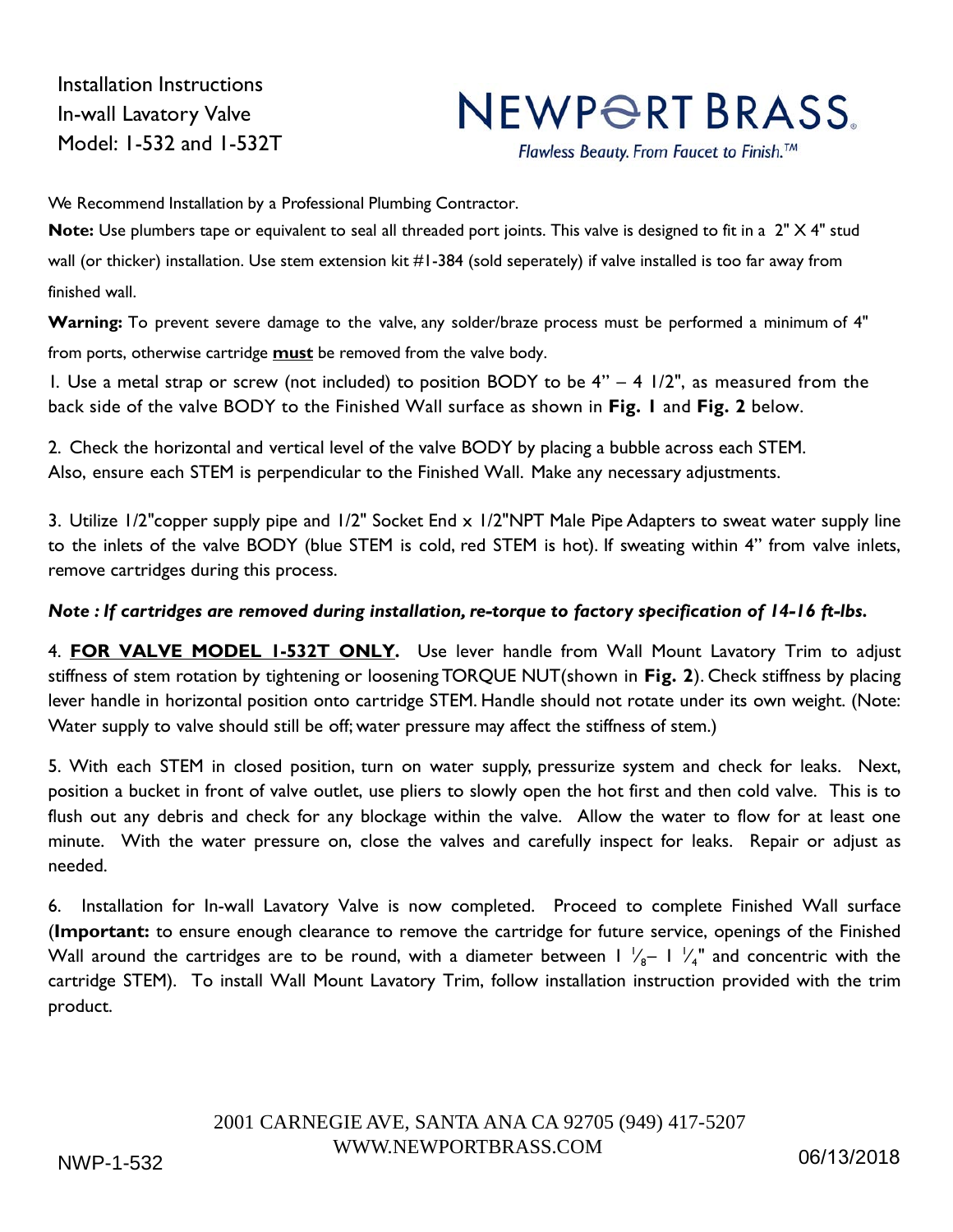Installation Instructions
In-wall Lavatory Valve
Model: 1-532 and 1-532T

**NEWPORT BRASS**
*Flawless Beauty. From Faucet to Finish.™*

We Recommend Installation by a Professional Plumbing Contractor.

**Note:** Use plumbers tape or equivalent to seal all threaded port joints. This valve is designed to fit in a 2" X 4" stud wall (or thicker) installation. Use stem extension kit #1-384 (sold seperately) if valve installed is too far away from finished wall.

**Warning:** To prevent severe damage to the valve, any solder/braze process must be performed a minimum of 4" from ports, otherwise cartridge **<u>must</u>** be removed from the valve body.

1. Use a metal strap or screw (not included) to position BODY to be 4" – 4 1/2", as measured from the back side of the valve BODY to the Finished Wall surface as shown in **Fig. 1** and **Fig. 2** below.

2. Check the horizontal and vertical level of the valve BODY by placing a bubble across each STEM. Also, ensure each STEM is perpendicular to the Finished Wall. Make any necessary adjustments.

3. Utilize 1/2"copper supply pipe and 1/2" Socket End x 1/2"NPT Male Pipe Adapters to sweat water supply line to the inlets of the valve BODY (blue STEM is cold, red STEM is hot). If sweating within 4" from valve inlets, remove cartridges during this process.

***Note : If cartridges are removed during installation, re-torque to factory specification of 14-16 ft-lbs.***

4. **<u>FOR VALVE MODEL 1-532T ONLY</u>.** Use lever handle from Wall Mount Lavatory Trim to adjust stiffness of stem rotation by tightening or loosening TORQUE NUT(shown in **Fig. 2**). Check stiffness by placing lever handle in horizontal position onto cartridge STEM. Handle should not rotate under its own weight. (Note: Water supply to valve should still be off; water pressure may affect the stiffness of stem.)

5. With each STEM in closed position, turn on water supply, pressurize system and check for leaks. Next, position a bucket in front of valve outlet, use pliers to slowly open the hot first and then cold valve. This is to flush out any debris and check for any blockage within the valve. Allow the water to flow for at least one minute. With the water pressure on, close the valves and carefully inspect for leaks. Repair or adjust as needed.

6. Installation for In-wall Lavatory Valve is now completed. Proceed to complete Finished Wall surface (**Important:** to ensure enough clearance to remove the cartridge for future service, openings of the Finished Wall around the cartridges are to be round, with a diameter between 1 1/8– 1 1/4" and concentric with the cartridge STEM). To install Wall Mount Lavatory Trim, follow installation instruction provided with the trim product.

2001 CARNEGIE AVE, SANTA ANA CA 92705 (949) 417-5207
WWW.NEWPORTBRASS.COM

NWP-1-532

06/13/2018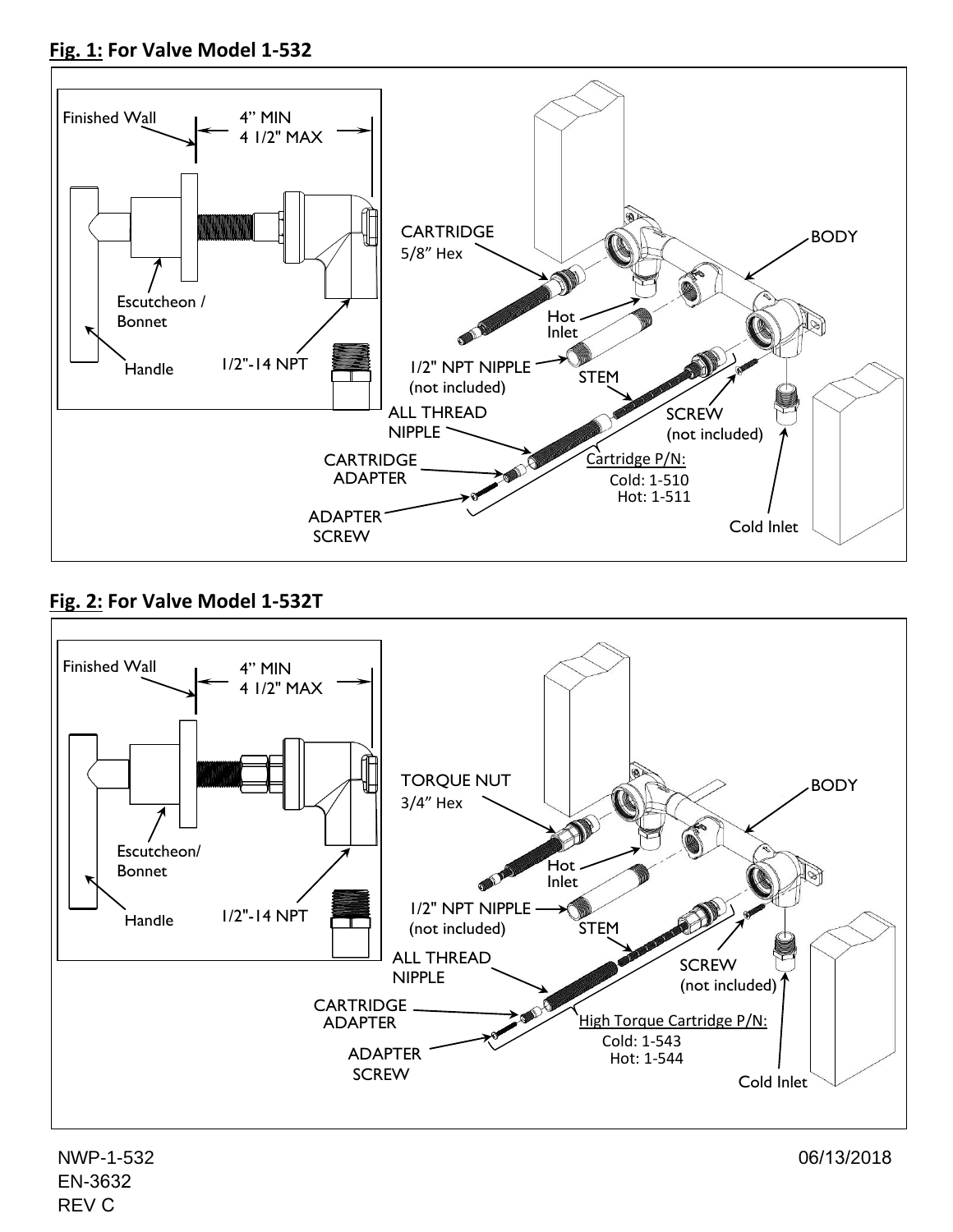**Fig. 1: For Valve Model 1-532**

Finished Wall

4" MIN
4 1/2" MAX

Escutcheon / Bonnet

Handle

1/2"-14 NPT

CARTRIDGE
5/8" Hex

BODY

Hot Inlet

1/2" NPT NIPPLE
(not included)

STEM

ALL THREAD NIPPLE

SCREW
(not included)

CARTRIDGE ADAPTER

Cartridge P/N:
Cold: 1-510
Hot: 1-511

ADAPTER SCREW

Cold Inlet

**Fig. 2: For Valve Model 1-532T**

Finished Wall

4" MIN
4 1/2" MAX

Escutcheon/ Bonnet

Handle

1/2"-14 NPT

TORQUE NUT
3/4" Hex

BODY

Hot Inlet

1/2" NPT NIPPLE
(not included)

STEM

ALL THREAD NIPPLE

SCREW
(not included)

CARTRIDGE ADAPTER

High Torque Cartridge P/N:
Cold: 1-543
Hot: 1-544

ADAPTER SCREW

Cold Inlet

NWP-1-532
EN-3632
REV C

06/13/2018